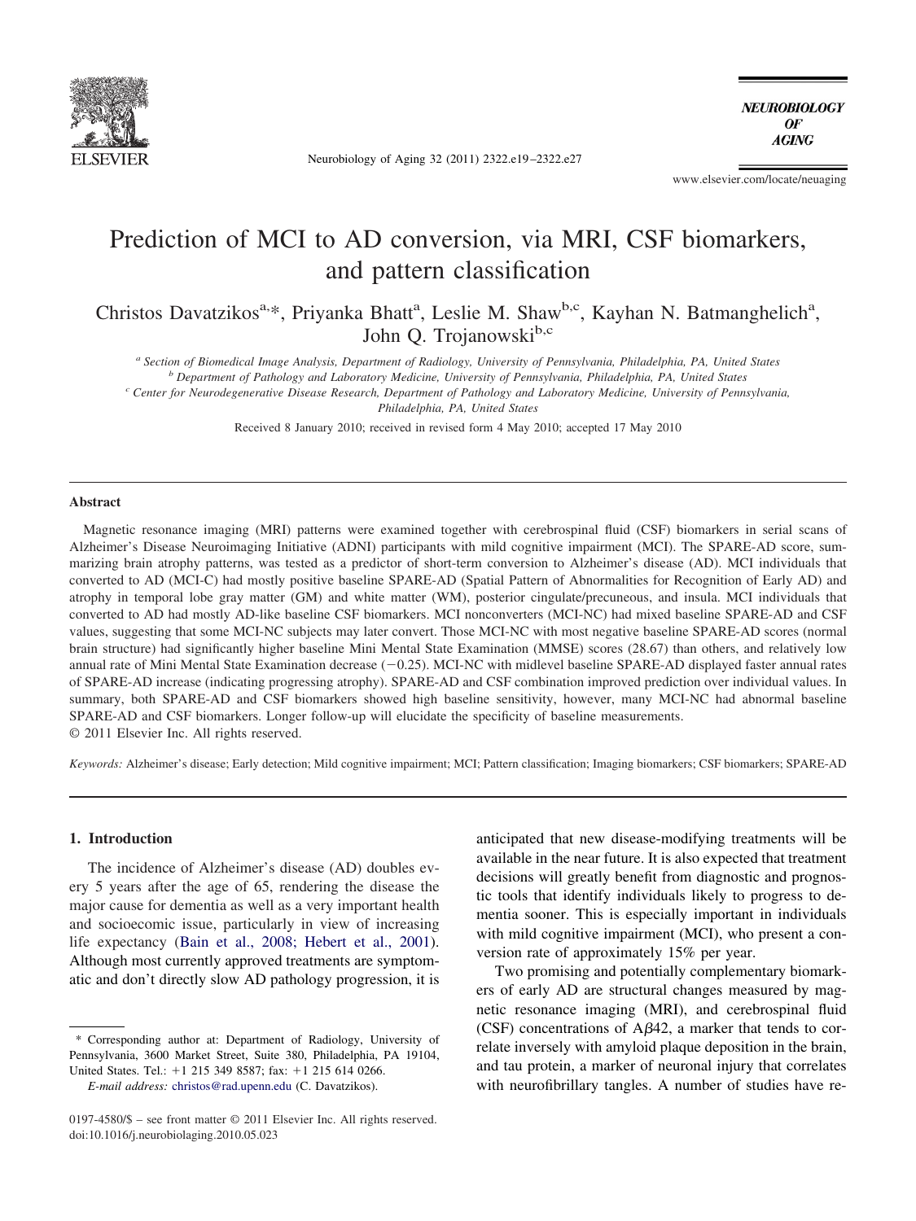# Prediction of MCI to AD conversion, via MRI, CSF biomarkers, and pattern classification

Christos Davatzikos[a,*], Priyanka Bhatt[a], Leslie M. Shaw[b,c], Kayhan N. Batmanghelich[a], John Q. Trojanowski[b,c]

[a] *Section of Biomedical Image Analysis, Department of Radiology, University of Pennsylvania, Philadelphia, PA, United States*
[b] *Department of Pathology and Laboratory Medicine, University of Pennsylvania, Philadelphia, PA, United States*
[c] *Center for Neurodegenerative Disease Research, Department of Pathology and Laboratory Medicine, University of Pennsylvania, Philadelphia, PA, United States*

Received 8 January 2010; received in revised form 4 May 2010; accepted 17 May 2010

## Abstract

Magnetic resonance imaging (MRI) patterns were examined together with cerebrospinal fluid (CSF) biomarkers in serial scans of Alzheimer's Disease Neuroimaging Initiative (ADNI) participants with mild cognitive impairment (MCI). The SPARE-AD score, summarizing brain atrophy patterns, was tested as a predictor of short-term conversion to Alzheimer's disease (AD). MCI individuals that converted to AD (MCI-C) had mostly positive baseline SPARE-AD (Spatial Pattern of Abnormalities for Recognition of Early AD) and atrophy in temporal lobe gray matter (GM) and white matter (WM), posterior cingulate/precuneous, and insula. MCI individuals that converted to AD had mostly AD-like baseline CSF biomarkers. MCI nonconverters (MCI-NC) had mixed baseline SPARE-AD and CSF values, suggesting that some MCI-NC subjects may later convert. Those MCI-NC with most negative baseline SPARE-AD scores (normal brain structure) had significantly higher baseline Mini Mental State Examination (MMSE) scores (28.67) than others, and relatively low annual rate of Mini Mental State Examination decrease (−0.25). MCI-NC with midlevel baseline SPARE-AD displayed faster annual rates of SPARE-AD increase (indicating progressing atrophy). SPARE-AD and CSF combination improved prediction over individual values. In summary, both SPARE-AD and CSF biomarkers showed high baseline sensitivity, however, many MCI-NC had abnormal baseline SPARE-AD and CSF biomarkers. Longer follow-up will elucidate the specificity of baseline measurements.

© 2011 Elsevier Inc. All rights reserved.

*Keywords:* Alzheimer's disease; Early detection; Mild cognitive impairment; MCI; Pattern classification; Imaging biomarkers; CSF biomarkers; SPARE-AD

## 1. Introduction

The incidence of Alzheimer's disease (AD) doubles every 5 years after the age of 65, rendering the disease the major cause for dementia as well as a very important health and socioecomic issue, particularly in view of increasing life expectancy (Bain et al., 2008; Hebert et al., 2001). Although most currently approved treatments are symptomatic and don't directly slow AD pathology progression, it is anticipated that new disease-modifying treatments will be available in the near future. It is also expected that treatment decisions will greatly benefit from diagnostic and prognostic tools that identify individuals likely to progress to dementia sooner. This is especially important in individuals with mild cognitive impairment (MCI), who present a conversion rate of approximately 15% per year.

Two promising and potentially complementary biomarkers of early AD are structural changes measured by magnetic resonance imaging (MRI), and cerebrospinal fluid (CSF) concentrations of A$\beta$42, a marker that tends to correlate inversely with amyloid plaque deposition in the brain, and tau protein, a marker of neuronal injury that correlates with neurofibrillary tangles. A number of studies have re-

\* Corresponding author at: Department of Radiology, University of Pennsylvania, 3600 Market Street, Suite 380, Philadelphia, PA 19104, United States. Tel.: +1 215 349 8587; fax: +1 215 614 0266.

*E-mail address:* christos@rad.upenn.edu (C. Davatzikos).

0197-4580/$ – see front matter © 2011 Elsevier Inc. All rights reserved.
doi:10.1016/j.neurobiolaging.2010.05.023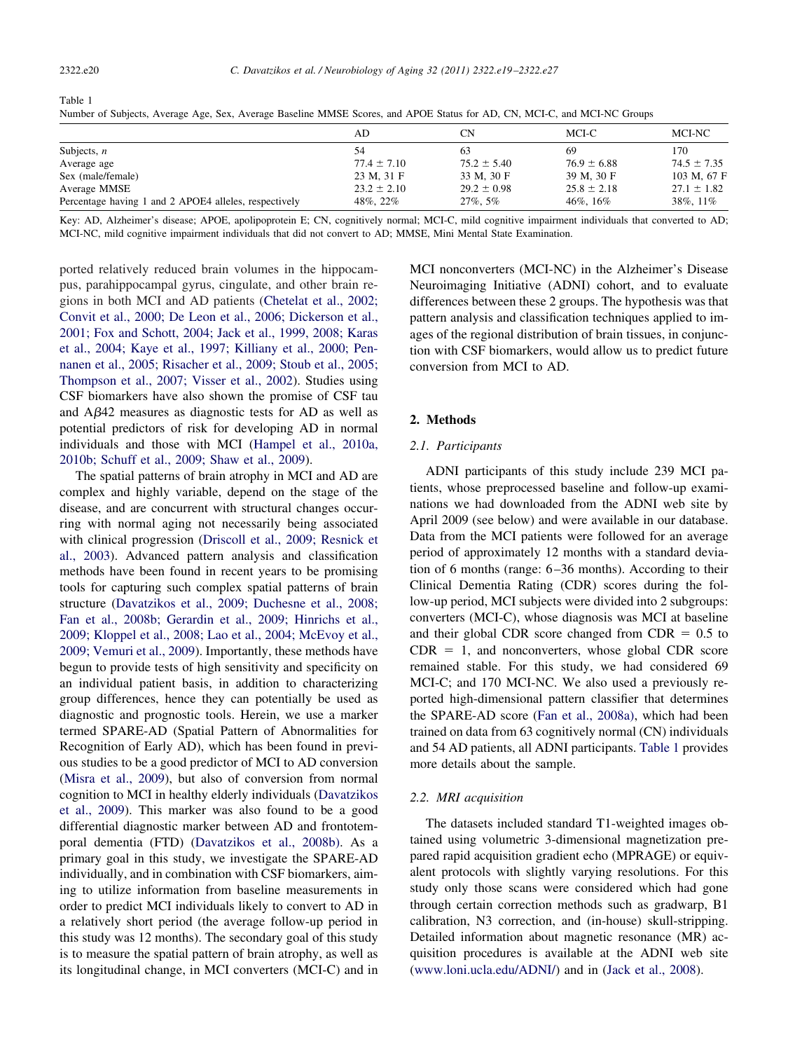Table 1
Number of Subjects, Average Age, Sex, Average Baseline MMSE Scores, and APOE Status for AD, CN, MCI-C, and MCI-NC Groups

| | AD | CN | MCI-C | MCI-NC |
|---|---|---|---|---|
| Subjects, *n* | 54 | 63 | 69 | 170 |
| Average age | 77.4 ± 7.10 | 75.2 ± 5.40 | 76.9 ± 6.88 | 74.5 ± 7.35 |
| Sex (male/female) | 23 M, 31 F | 33 M, 30 F | 39 M, 30 F | 103 M, 67 F |
| Average MMSE | 23.2 ± 2.10 | 29.2 ± 0.98 | 25.8 ± 2.18 | 27.1 ± 1.82 |
| Percentage having 1 and 2 APOE4 alleles, respectively | 48%, 22% | 27%, 5% | 46%, 16% | 38%, 11% |

Key: AD, Alzheimer's disease; APOE, apolipoprotein E; CN, cognitively normal; MCI-C, mild cognitive impairment individuals that converted to AD; MCI-NC, mild cognitive impairment individuals that did not convert to AD; MMSE, Mini Mental State Examination.

ported relatively reduced brain volumes in the hippocampus, parahippocampal gyrus, cingulate, and other brain regions in both MCI and AD patients (Chetelat et al., 2002; Convit et al., 2000; De Leon et al., 2006; Dickerson et al., 2001; Fox and Schott, 2004; Jack et al., 1999, 2008; Karas et al., 2004; Kaye et al., 1997; Killiany et al., 2000; Pennanen et al., 2005; Risacher et al., 2009; Stoub et al., 2005; Thompson et al., 2007; Visser et al., 2002). Studies using CSF biomarkers have also shown the promise of CSF tau and Aβ42 measures as diagnostic tests for AD as well as potential predictors of risk for developing AD in normal individuals and those with MCI (Hampel et al., 2010a, 2010b; Schuff et al., 2009; Shaw et al., 2009).

The spatial patterns of brain atrophy in MCI and AD are complex and highly variable, depend on the stage of the disease, and are concurrent with structural changes occurring with normal aging not necessarily being associated with clinical progression (Driscoll et al., 2009; Resnick et al., 2003). Advanced pattern analysis and classification methods have been found in recent years to be promising tools for capturing such complex spatial patterns of brain structure (Davatzikos et al., 2009; Duchesne et al., 2008; Fan et al., 2008b; Gerardin et al., 2009; Hinrichs et al., 2009; Kloppel et al., 2008; Lao et al., 2004; McEvoy et al., 2009; Vemuri et al., 2009). Importantly, these methods have begun to provide tests of high sensitivity and specificity on an individual patient basis, in addition to characterizing group differences, hence they can potentially be used as diagnostic and prognostic tools. Herein, we use a marker termed SPARE-AD (Spatial Pattern of Abnormalities for Recognition of Early AD), which has been found in previous studies to be a good predictor of MCI to AD conversion (Misra et al., 2009), but also of conversion from normal cognition to MCI in healthy elderly individuals (Davatzikos et al., 2009). This marker was also found to be a good differential diagnostic marker between AD and frontotemporal dementia (FTD) (Davatzikos et al., 2008b). As a primary goal in this study, we investigate the SPARE-AD individually, and in combination with CSF biomarkers, aiming to utilize information from baseline measurements in order to predict MCI individuals likely to convert to AD in a relatively short period (the average follow-up period in this study was 12 months). The secondary goal of this study is to measure the spatial pattern of brain atrophy, as well as its longitudinal change, in MCI converters (MCI-C) and in MCI nonconverters (MCI-NC) in the Alzheimer's Disease Neuroimaging Initiative (ADNI) cohort, and to evaluate differences between these 2 groups. The hypothesis was that pattern analysis and classification techniques applied to images of the regional distribution of brain tissues, in conjunction with CSF biomarkers, would allow us to predict future conversion from MCI to AD.

## 2. Methods

### 2.1. Participants

ADNI participants of this study include 239 MCI patients, whose preprocessed baseline and follow-up examinations we had downloaded from the ADNI web site by April 2009 (see below) and were available in our database. Data from the MCI patients were followed for an average period of approximately 12 months with a standard deviation of 6 months (range: 6–36 months). According to their Clinical Dementia Rating (CDR) scores during the follow-up period, MCI subjects were divided into 2 subgroups: converters (MCI-C), whose diagnosis was MCI at baseline and their global CDR score changed from CDR = 0.5 to CDR = 1, and nonconverters, whose global CDR score remained stable. For this study, we had considered 69 MCI-C; and 170 MCI-NC. We also used a previously reported high-dimensional pattern classifier that determines the SPARE-AD score (Fan et al., 2008a), which had been trained on data from 63 cognitively normal (CN) individuals and 54 AD patients, all ADNI participants. Table 1 provides more details about the sample.

### 2.2. MRI acquisition

The datasets included standard T1-weighted images obtained using volumetric 3-dimensional magnetization prepared rapid acquisition gradient echo (MPRAGE) or equivalent protocols with slightly varying resolutions. For this study only those scans were considered which had gone through certain correction methods such as gradwarp, B1 calibration, N3 correction, and (in-house) skull-stripping. Detailed information about magnetic resonance (MR) acquisition procedures is available at the ADNI web site (www.loni.ucla.edu/ADNI/) and in (Jack et al., 2008).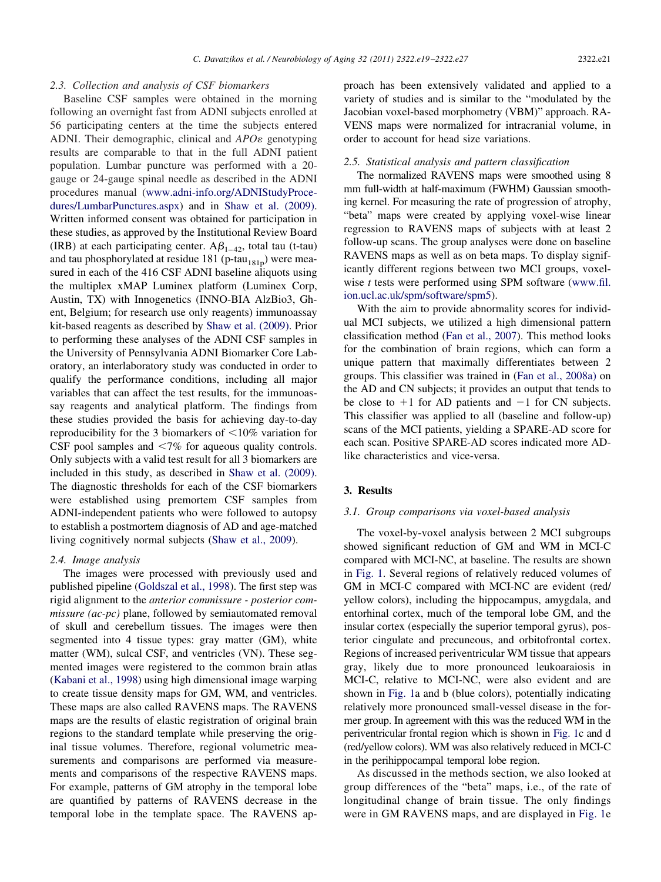### 2.3. Collection and analysis of CSF biomarkers

Baseline CSF samples were obtained in the morning following an overnight fast from ADNI subjects enrolled at 56 participating centers at the time the subjects entered ADNI. Their demographic, clinical and *APOε* genotyping results are comparable to that in the full ADNI patient population. Lumbar puncture was performed with a 20-gauge or 24-gauge spinal needle as described in the ADNI procedures manual (www.adni-info.org/ADNIStudyProcedures/LumbarPunctures.aspx) and in Shaw et al. (2009). Written informed consent was obtained for participation in these studies, as approved by the Institutional Review Board (IRB) at each participating center. $A\beta_{1-42}$, total tau (t-tau) and tau phosphorylated at residue 181 (p-$tau_{181p}$) were measured in each of the 416 CSF ADNI baseline aliquots using the multiplex xMAP Luminex platform (Luminex Corp, Austin, TX) with Innogenetics (INNO-BIA AlzBio3, Ghent, Belgium; for research use only reagents) immunoassay kit-based reagents as described by Shaw et al. (2009). Prior to performing these analyses of the ADNI CSF samples in the University of Pennsylvania ADNI Biomarker Core Laboratory, an interlaboratory study was conducted in order to qualify the performance conditions, including all major variables that can affect the test results, for the immunoassay reagents and analytical platform. The findings from these studies provided the basis for achieving day-to-day reproducibility for the 3 biomarkers of $<$10% variation for CSF pool samples and $<$7% for aqueous quality controls. Only subjects with a valid test result for all 3 biomarkers are included in this study, as described in Shaw et al. (2009). The diagnostic thresholds for each of the CSF biomarkers were established using premortem CSF samples from ADNI-independent patients who were followed to autopsy to establish a postmortem diagnosis of AD and age-matched living cognitively normal subjects (Shaw et al., 2009).

### 2.4. Image analysis

The images were processed with previously used and published pipeline (Goldszal et al., 1998). The first step was rigid alignment to the *anterior commissure - posterior commissure (ac-pc)* plane, followed by semiautomated removal of skull and cerebellum tissues. The images were then segmented into 4 tissue types: gray matter (GM), white matter (WM), sulcal CSF, and ventricles (VN). These segmented images were registered to the common brain atlas (Kabani et al., 1998) using high dimensional image warping to create tissue density maps for GM, WM, and ventricles. These maps are also called RAVENS maps. The RAVENS maps are the results of elastic registration of original brain regions to the standard template while preserving the original tissue volumes. Therefore, regional volumetric measurements and comparisons are performed via measurements and comparisons of the respective RAVENS maps. For example, patterns of GM atrophy in the temporal lobe are quantified by patterns of RAVENS decrease in the temporal lobe in the template space. The RAVENS approach has been extensively validated and applied to a variety of studies and is similar to the "modulated by the Jacobian voxel-based morphometry (VBM)" approach. RAVENS maps were normalized for intracranial volume, in order to account for head size variations.

### 2.5. Statistical analysis and pattern classification

The normalized RAVENS maps were smoothed using 8 mm full-width at half-maximum (FWHM) Gaussian smoothing kernel. For measuring the rate of progression of atrophy, "beta" maps were created by applying voxel-wise linear regression to RAVENS maps of subjects with at least 2 follow-up scans. The group analyses were done on baseline RAVENS maps as well as on beta maps. To display significantly different regions between two MCI groups, voxel-wise *t* tests were performed using SPM software (www.fil.ion.ucl.ac.uk/spm/software/spm5).

With the aim to provide abnormality scores for individual MCI subjects, we utilized a high dimensional pattern classification method (Fan et al., 2007). This method looks for the combination of brain regions, which can form a unique pattern that maximally differentiates between 2 groups. This classifier was trained in (Fan et al., 2008a) on the AD and CN subjects; it provides an output that tends to be close to +1 for AD patients and −1 for CN subjects. This classifier was applied to all (baseline and follow-up) scans of the MCI patients, yielding a SPARE-AD score for each scan. Positive SPARE-AD scores indicated more AD-like characteristics and vice-versa.

## 3. Results

### 3.1. Group comparisons via voxel-based analysis

The voxel-by-voxel analysis between 2 MCI subgroups showed significant reduction of GM and WM in MCI-C compared with MCI-NC, at baseline. The results are shown in Fig. 1. Several regions of relatively reduced volumes of GM in MCI-C compared with MCI-NC are evident (red/yellow colors), including the hippocampus, amygdala, and entorhinal cortex, much of the temporal lobe GM, and the insular cortex (especially the superior temporal gyrus), posterior cingulate and precuneous, and orbitofrontal cortex. Regions of increased periventricular WM tissue that appears gray, likely due to more pronounced leukoaraiosis in MCI-C, relative to MCI-NC, were also evident and are shown in Fig. 1a and b (blue colors), potentially indicating relatively more pronounced small-vessel disease in the former group. In agreement with this was the reduced WM in the periventricular frontal region which is shown in Fig. 1c and d (red/yellow colors). WM was also relatively reduced in MCI-C in the perihippocampal temporal lobe region.

As discussed in the methods section, we also looked at group differences of the "beta" maps, i.e., of the rate of longitudinal change of brain tissue. The only findings were in GM RAVENS maps, and are displayed in Fig. 1e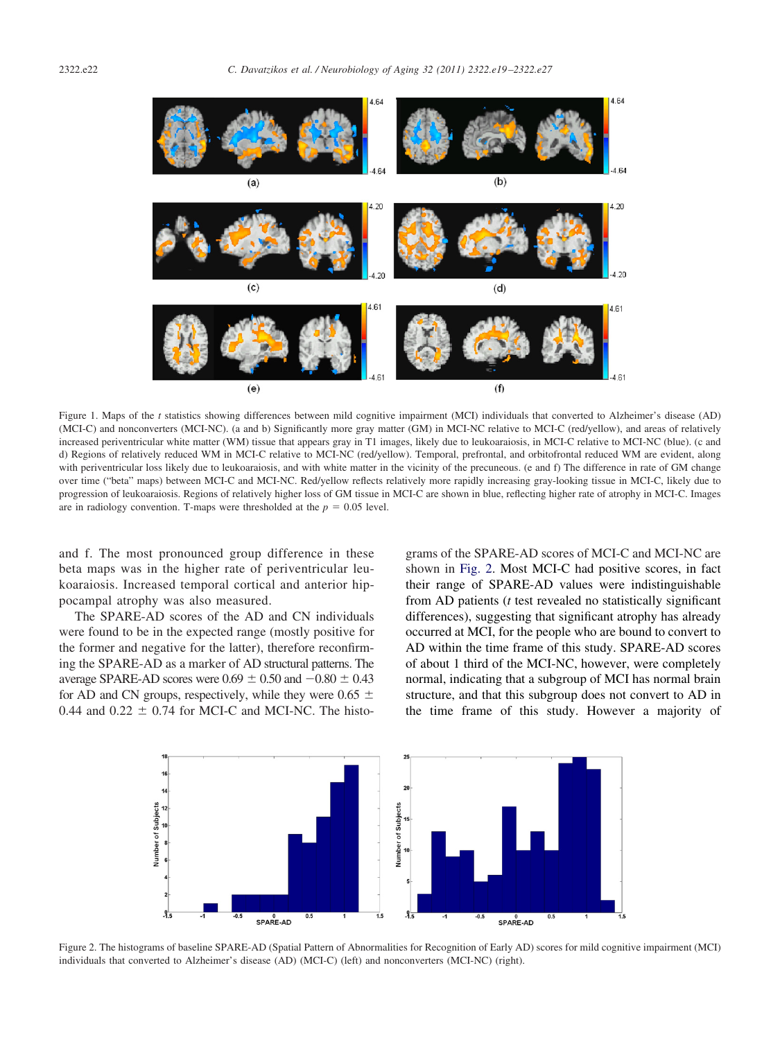Figure 1. Maps of the *t* statistics showing differences between mild cognitive impairment (MCI) individuals that converted to Alzheimer's disease (AD) (MCI-C) and nonconverters (MCI-NC). (a and b) Significantly more gray matter (GM) in MCI-NC relative to MCI-C (red/yellow), and areas of relatively increased periventricular white matter (WM) tissue that appears gray in T1 images, likely due to leukoaraiosis, in MCI-C relative to MCI-NC (blue). (c and d) Regions of relatively reduced WM in MCI-C relative to MCI-NC (red/yellow). Temporal, prefrontal, and orbitofrontal reduced WM are evident, along with periventricular loss likely due to leukoaraiosis, and with white matter in the vicinity of the precuneous. (e and f) The difference in rate of GM change over time ("beta" maps) between MCI-C and MCI-NC. Red/yellow reflects relatively more rapidly increasing gray-looking tissue in MCI-C, likely due to progression of leukoaraiosis. Regions of relatively higher loss of GM tissue in MCI-C are shown in blue, reflecting higher rate of atrophy in MCI-C. Images are in radiology convention. T-maps were thresholded at the $p = 0.05$ level.

and f. The most pronounced group difference in these beta maps was in the higher rate of periventricular leukoaraiosis. Increased temporal cortical and anterior hippocampal atrophy was also measured.

The SPARE-AD scores of the AD and CN individuals were found to be in the expected range (mostly positive for the former and negative for the latter), therefore reconfirming the SPARE-AD as a marker of AD structural patterns. The average SPARE-AD scores were $0.69 \pm 0.50$ and $-0.80 \pm 0.43$ for AD and CN groups, respectively, while they were $0.65 \pm 0.44$ and $0.22 \pm 0.74$ for MCI-C and MCI-NC. The histograms of the SPARE-AD scores of MCI-C and MCI-NC are shown in Fig. 2. Most MCI-C had positive scores, in fact their range of SPARE-AD values were indistinguishable from AD patients (*t* test revealed no statistically significant differences), suggesting that significant atrophy has already occurred at MCI, for the people who are bound to convert to AD within the time frame of this study. SPARE-AD scores of about 1 third of the MCI-NC, however, were completely normal, indicating that a subgroup of MCI has normal brain structure, and that this subgroup does not convert to AD in the time frame of this study. However a majority of

Figure 2. The histograms of baseline SPARE-AD (Spatial Pattern of Abnormalities for Recognition of Early AD) scores for mild cognitive impairment (MCI) individuals that converted to Alzheimer's disease (AD) (MCI-C) (left) and nonconverters (MCI-NC) (right).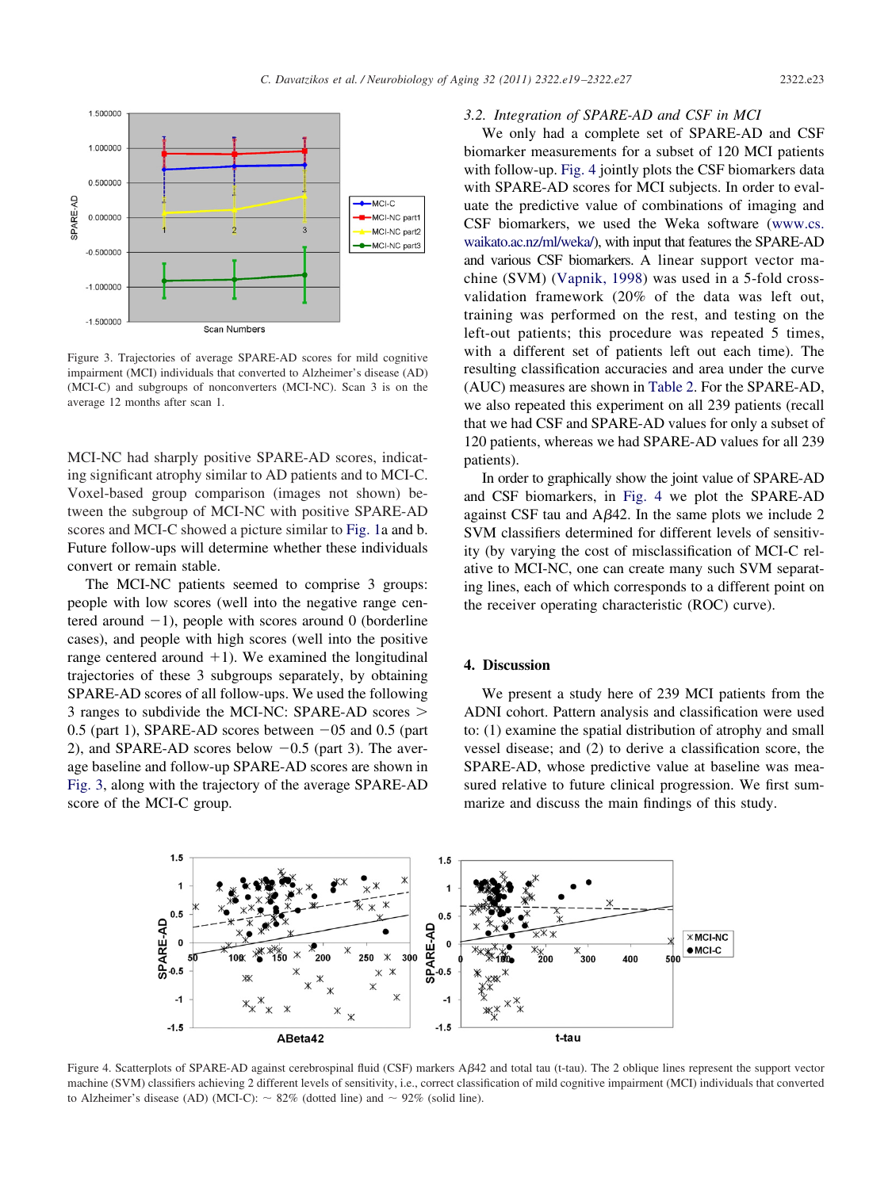Figure 3. Trajectories of average SPARE-AD scores for mild cognitive impairment (MCI) individuals that converted to Alzheimer's disease (AD) (MCI-C) and subgroups of nonconverters (MCI-NC). Scan 3 is on the average 12 months after scan 1.

MCI-NC had sharply positive SPARE-AD scores, indicating significant atrophy similar to AD patients and to MCI-C. Voxel-based group comparison (images not shown) between the subgroup of MCI-NC with positive SPARE-AD scores and MCI-C showed a picture similar to Fig. 1a and b. Future follow-ups will determine whether these individuals convert or remain stable.

The MCI-NC patients seemed to comprise 3 groups: people with low scores (well into the negative range centered around −1), people with scores around 0 (borderline cases), and people with high scores (well into the positive range centered around +1). We examined the longitudinal trajectories of these 3 subgroups separately, by obtaining SPARE-AD scores of all follow-ups. We used the following 3 ranges to subdivide the MCI-NC: SPARE-AD scores > 0.5 (part 1), SPARE-AD scores between −05 and 0.5 (part 2), and SPARE-AD scores below −0.5 (part 3). The average baseline and follow-up SPARE-AD scores are shown in Fig. 3, along with the trajectory of the average SPARE-AD score of the MCI-C group.

### 3.2. Integration of SPARE-AD and CSF in MCI

We only had a complete set of SPARE-AD and CSF biomarker measurements for a subset of 120 MCI patients with follow-up. Fig. 4 jointly plots the CSF biomarkers data with SPARE-AD scores for MCI subjects. In order to evaluate the predictive value of combinations of imaging and CSF biomarkers, we used the Weka software (www.cs.waikato.ac.nz/ml/weka/), with input that features the SPARE-AD and various CSF biomarkers. A linear support vector machine (SVM) (Vapnik, 1998) was used in a 5-fold cross-validation framework (20% of the data was left out, training was performed on the rest, and testing on the left-out patients; this procedure was repeated 5 times, with a different set of patients left out each time). The resulting classification accuracies and area under the curve (AUC) measures are shown in Table 2. For the SPARE-AD, we also repeated this experiment on all 239 patients (recall that we had CSF and SPARE-AD values for only a subset of 120 patients, whereas we had SPARE-AD values for all 239 patients).

In order to graphically show the joint value of SPARE-AD and CSF biomarkers, in Fig. 4 we plot the SPARE-AD against CSF tau and A$\beta$42. In the same plots we include 2 SVM classifiers determined for different levels of sensitivity (by varying the cost of misclassification of MCI-C relative to MCI-NC, one can create many such SVM separating lines, each of which corresponds to a different point on the receiver operating characteristic (ROC) curve).

## 4. Discussion

We present a study here of 239 MCI patients from the ADNI cohort. Pattern analysis and classification were used to: (1) examine the spatial distribution of atrophy and small vessel disease; and (2) to derive a classification score, the SPARE-AD, whose predictive value at baseline was measured relative to future clinical progression. We first summarize and discuss the main findings of this study.

Figure 4. Scatterplots of SPARE-AD against cerebrospinal fluid (CSF) markers A$\beta$42 and total tau (t-tau). The 2 oblique lines represent the support vector machine (SVM) classifiers achieving 2 different levels of sensitivity, i.e., correct classification of mild cognitive impairment (MCI) individuals that converted to Alzheimer's disease (AD) (MCI-C): ~ 82% (dotted line) and ~ 92% (solid line).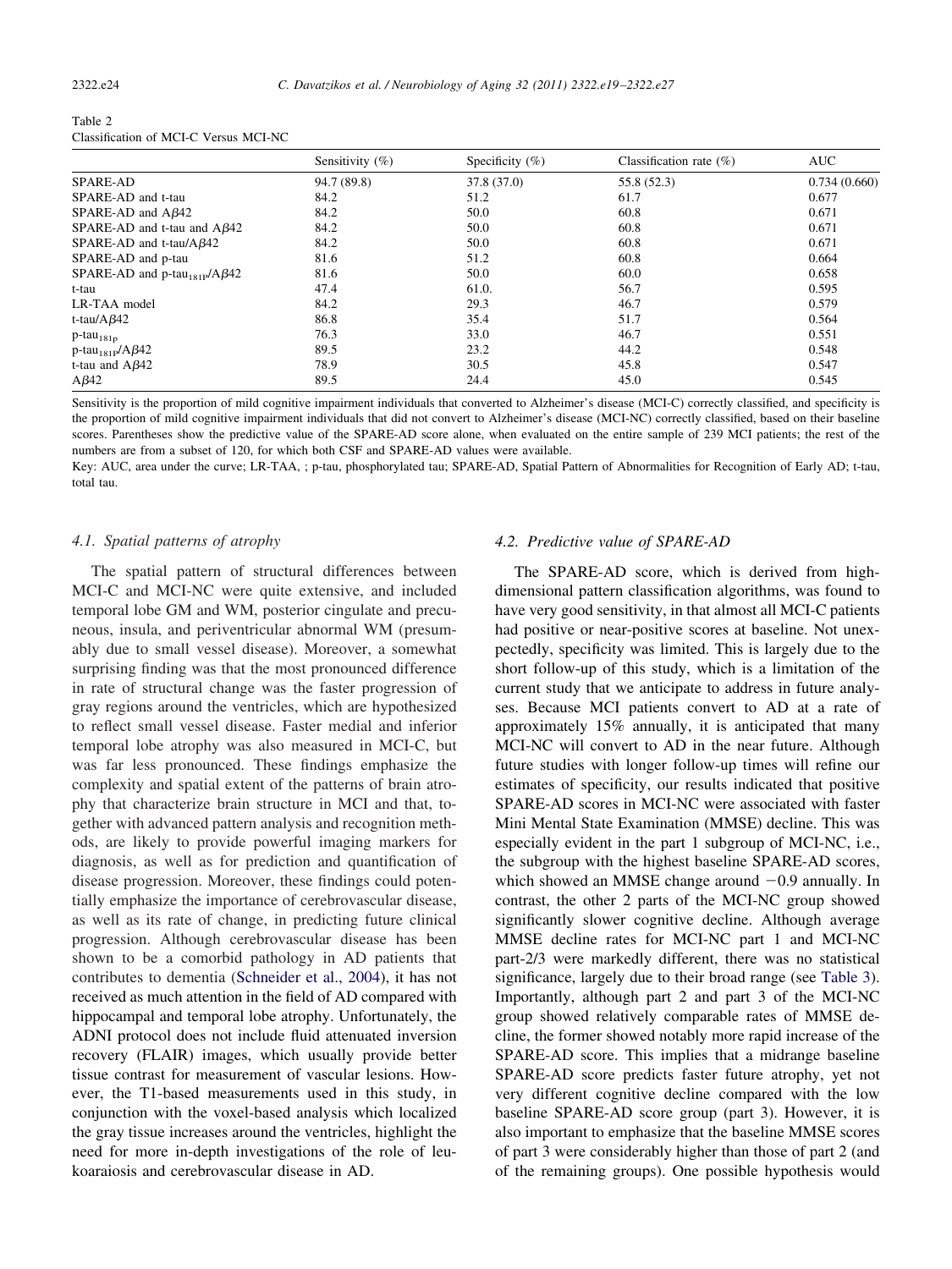Table 2
Classification of MCI-C Versus MCI-NC

| | Sensitivity (%) | Specificity (%) | Classification rate (%) | AUC |
|---|---|---|---|---|
| SPARE-AD | 94.7 (89.8) | 37.8 (37.0) | 55.8 (52.3) | 0.734 (0.660) |
| SPARE-AD and t-tau | 84.2 | 51.2 | 61.7 | 0.677 |
| SPARE-AD and Aβ42 | 84.2 | 50.0 | 60.8 | 0.671 |
| SPARE-AD and t-tau and Aβ42 | 84.2 | 50.0 | 60.8 | 0.671 |
| SPARE-AD and t-tau/Aβ42 | 84.2 | 50.0 | 60.8 | 0.671 |
| SPARE-AD and p-tau | 81.6 | 51.2 | 60.8 | 0.664 |
| SPARE-AD and p-tau$_{181P}$/Aβ42 | 81.6 | 50.0 | 60.0 | 0.658 |
| t-tau | 47.4 | 61.0. | 56.7 | 0.595 |
| LR-TAA model | 84.2 | 29.3 | 46.7 | 0.579 |
| t-tau/Aβ42 | 86.8 | 35.4 | 51.7 | 0.564 |
| p-tau$_{181p}$ | 76.3 | 33.0 | 46.7 | 0.551 |
| p-tau$_{181P}$/Aβ42 | 89.5 | 23.2 | 44.2 | 0.548 |
| t-tau and Aβ42 | 78.9 | 30.5 | 45.8 | 0.547 |
| Aβ42 | 89.5 | 24.4 | 45.0 | 0.545 |

Sensitivity is the proportion of mild cognitive impairment individuals that converted to Alzheimer's disease (MCI-C) correctly classified, and specificity is the proportion of mild cognitive impairment individuals that did not convert to Alzheimer's disease (MCI-NC) correctly classified, based on their baseline scores. Parentheses show the predictive value of the SPARE-AD score alone, when evaluated on the entire sample of 239 MCI patients; the rest of the numbers are from a subset of 120, for which both CSF and SPARE-AD values were available.

Key: AUC, area under the curve; LR-TAA, ; p-tau, phosphorylated tau; SPARE-AD, Spatial Pattern of Abnormalities for Recognition of Early AD; t-tau, total tau.

### 4.1. Spatial patterns of atrophy

The spatial pattern of structural differences between MCI-C and MCI-NC were quite extensive, and included temporal lobe GM and WM, posterior cingulate and precuneous, insula, and periventricular abnormal WM (presumably due to small vessel disease). Moreover, a somewhat surprising finding was that the most pronounced difference in rate of structural change was the faster progression of gray regions around the ventricles, which are hypothesized to reflect small vessel disease. Faster medial and inferior temporal lobe atrophy was also measured in MCI-C, but was far less pronounced. These findings emphasize the complexity and spatial extent of the patterns of brain atrophy that characterize brain structure in MCI and that, together with advanced pattern analysis and recognition methods, are likely to provide powerful imaging markers for diagnosis, as well as for prediction and quantification of disease progression. Moreover, these findings could potentially emphasize the importance of cerebrovascular disease, as well as its rate of change, in predicting future clinical progression. Although cerebrovascular disease has been shown to be a comorbid pathology in AD patients that contributes to dementia (Schneider et al., 2004), it has not received as much attention in the field of AD compared with hippocampal and temporal lobe atrophy. Unfortunately, the ADNI protocol does not include fluid attenuated inversion recovery (FLAIR) images, which usually provide better tissue contrast for measurement of vascular lesions. However, the T1-based measurements used in this study, in conjunction with the voxel-based analysis which localized the gray tissue increases around the ventricles, highlight the need for more in-depth investigations of the role of leukoaraiosis and cerebrovascular disease in AD.

### 4.2. Predictive value of SPARE-AD

The SPARE-AD score, which is derived from high-dimensional pattern classification algorithms, was found to have very good sensitivity, in that almost all MCI-C patients had positive or near-positive scores at baseline. Not unexpectedly, specificity was limited. This is largely due to the short follow-up of this study, which is a limitation of the current study that we anticipate to address in future analyses. Because MCI patients convert to AD at a rate of approximately 15% annually, it is anticipated that many MCI-NC will convert to AD in the near future. Although future studies with longer follow-up times will refine our estimates of specificity, our results indicated that positive SPARE-AD scores in MCI-NC were associated with faster Mini Mental State Examination (MMSE) decline. This was especially evident in the part 1 subgroup of MCI-NC, i.e., the subgroup with the highest baseline SPARE-AD scores, which showed an MMSE change around $-0.9$ annually. In contrast, the other 2 parts of the MCI-NC group showed significantly slower cognitive decline. Although average MMSE decline rates for MCI-NC part 1 and MCI-NC part-2/3 were markedly different, there was no statistical significance, largely due to their broad range (see Table 3). Importantly, although part 2 and part 3 of the MCI-NC group showed relatively comparable rates of MMSE decline, the former showed notably more rapid increase of the SPARE-AD score. This implies that a midrange baseline SPARE-AD score predicts faster future atrophy, yet not very different cognitive decline compared with the low baseline SPARE-AD score group (part 3). However, it is also important to emphasize that the baseline MMSE scores of part 3 were considerably higher than those of part 2 (and of the remaining groups). One possible hypothesis would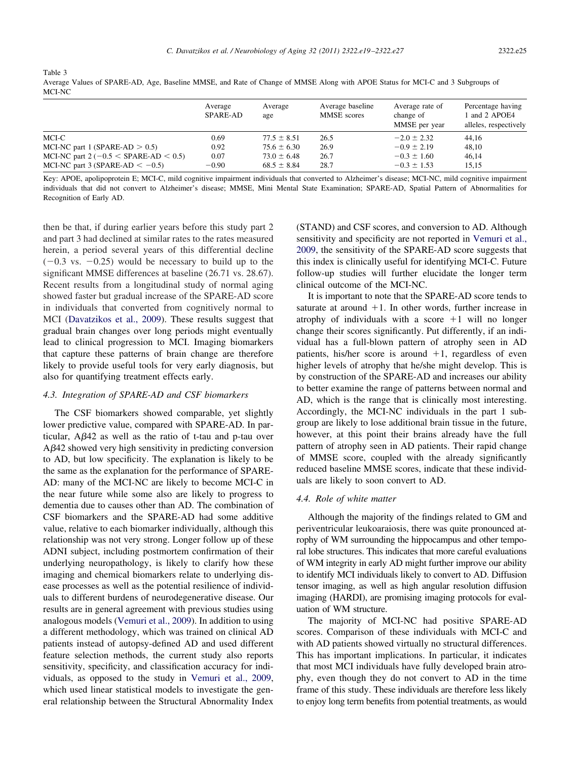Table 3
Average Values of SPARE-AD, Age, Baseline MMSE, and Rate of Change of MMSE Along with APOE Status for MCI-C and 3 Subgroups of MCI-NC

| | Average SPARE-AD | Average age | Average baseline MMSE scores | Average rate of change of MMSE per year | Percentage having 1 and 2 APOE4 alleles, respectively |
|---|---|---|---|---|---|
| MCI-C | 0.69 | $77.5 \pm 8.51$ | 26.5 | $-2.0 \pm 2.32$ | 44,16 |
| MCI-NC part 1 (SPARE-AD $> 0.5$) | 0.92 | $75.6 \pm 6.30$ | 26.9 | $-0.9 \pm 2.19$ | 48,10 |
| MCI-NC part 2 ($-0.5 <$ SPARE-AD $< 0.5$) | 0.07 | $73.0 \pm 6.48$ | 26.7 | $-0.3 \pm 1.60$ | 46,14 |
| MCI-NC part 3 (SPARE-AD $< -0.5$) | $-0.90$ | $68.5 \pm 8.84$ | 28.7 | $-0.3 \pm 1.53$ | 15,15 |

Key: APOE, apolipoprotein E; MCI-C, mild cognitive impairment individuals that converted to Alzheimer's disease; MCI-NC, mild cognitive impairment individuals that did not convert to Alzheimer's disease; MMSE, Mini Mental State Examination; SPARE-AD, Spatial Pattern of Abnormalities for Recognition of Early AD.

then be that, if during earlier years before this study part 2 and part 3 had declined at similar rates to the rates measured herein, a period several years of this differential decline ($-0.3$ vs. $-0.25$) would be necessary to build up to the significant MMSE differences at baseline (26.71 vs. 28.67). Recent results from a longitudinal study of normal aging showed faster but gradual increase of the SPARE-AD score in individuals that converted from cognitively normal to MCI (Davatzikos et al., 2009). These results suggest that gradual brain changes over long periods might eventually lead to clinical progression to MCI. Imaging biomarkers that capture these patterns of brain change are therefore likely to provide useful tools for very early diagnosis, but also for quantifying treatment effects early.

### 4.3. Integration of SPARE-AD and CSF biomarkers

The CSF biomarkers showed comparable, yet slightly lower predictive value, compared with SPARE-AD. In particular, A$\beta$42 as well as the ratio of t-tau and p-tau over A$\beta$42 showed very high sensitivity in predicting conversion to AD, but low specificity. The explanation is likely to be the same as the explanation for the performance of SPARE-AD: many of the MCI-NC are likely to become MCI-C in the near future while some also are likely to progress to dementia due to causes other than AD. The combination of CSF biomarkers and the SPARE-AD had some additive value, relative to each biomarker individually, although this relationship was not very strong. Longer follow up of these ADNI subject, including postmortem confirmation of their underlying neuropathology, is likely to clarify how these imaging and chemical biomarkers relate to underlying disease processes as well as the potential resilience of individuals to different burdens of neurodegenerative disease. Our results are in general agreement with previous studies using analogous models (Vemuri et al., 2009). In addition to using a different methodology, which was trained on clinical AD patients instead of autopsy-defined AD and used different feature selection methods, the current study also reports sensitivity, specificity, and classification accuracy for individuals, as opposed to the study in Vemuri et al., 2009, which used linear statistical models to investigate the general relationship between the Structural Abnormality Index (STAND) and CSF scores, and conversion to AD. Although sensitivity and specificity are not reported in Vemuri et al., 2009, the sensitivity of the SPARE-AD score suggests that this index is clinically useful for identifying MCI-C. Future follow-up studies will further elucidate the longer term clinical outcome of the MCI-NC.

It is important to note that the SPARE-AD score tends to saturate at around $+1$. In other words, further increase in atrophy of individuals with a score $+1$ will no longer change their scores significantly. Put differently, if an individual has a full-blown pattern of atrophy seen in AD patients, his/her score is around $+1$, regardless of even higher levels of atrophy that he/she might develop. This is by construction of the SPARE-AD and increases our ability to better examine the range of patterns between normal and AD, which is the range that is clinically most interesting. Accordingly, the MCI-NC individuals in the part 1 subgroup are likely to lose additional brain tissue in the future, however, at this point their brains already have the full pattern of atrophy seen in AD patients. Their rapid change of MMSE score, coupled with the already significantly reduced baseline MMSE scores, indicate that these individuals are likely to soon convert to AD.

### 4.4. Role of white matter

Although the majority of the findings related to GM and periventricular leukoaraiosis, there was quite pronounced atrophy of WM surrounding the hippocampus and other temporal lobe structures. This indicates that more careful evaluations of WM integrity in early AD might further improve our ability to identify MCI individuals likely to convert to AD. Diffusion tensor imaging, as well as high angular resolution diffusion imaging (HARDI), are promising imaging protocols for evaluation of WM structure.

The majority of MCI-NC had positive SPARE-AD scores. Comparison of these individuals with MCI-C and with AD patients showed virtually no structural differences. This has important implications. In particular, it indicates that most MCI individuals have fully developed brain atrophy, even though they do not convert to AD in the time frame of this study. These individuals are therefore less likely to enjoy long term benefits from potential treatments, as would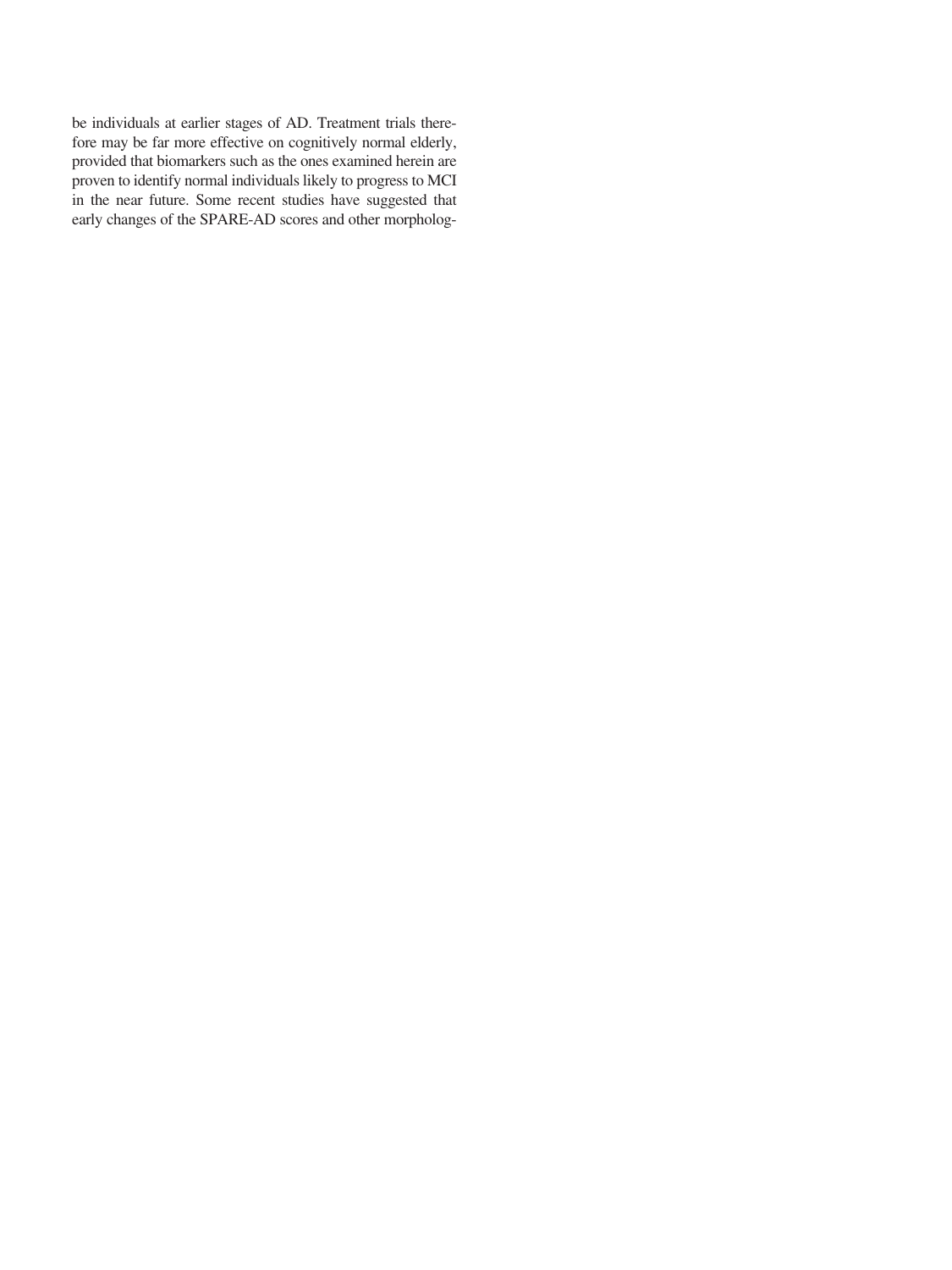be individuals at earlier stages of AD. Treatment trials therefore may be far more effective on cognitively normal elderly, provided that biomarkers such as the ones examined herein are proven to identify normal individuals likely to progress to MCI in the near future. Some recent studies have suggested that early changes of the SPARE-AD scores and other morpholog-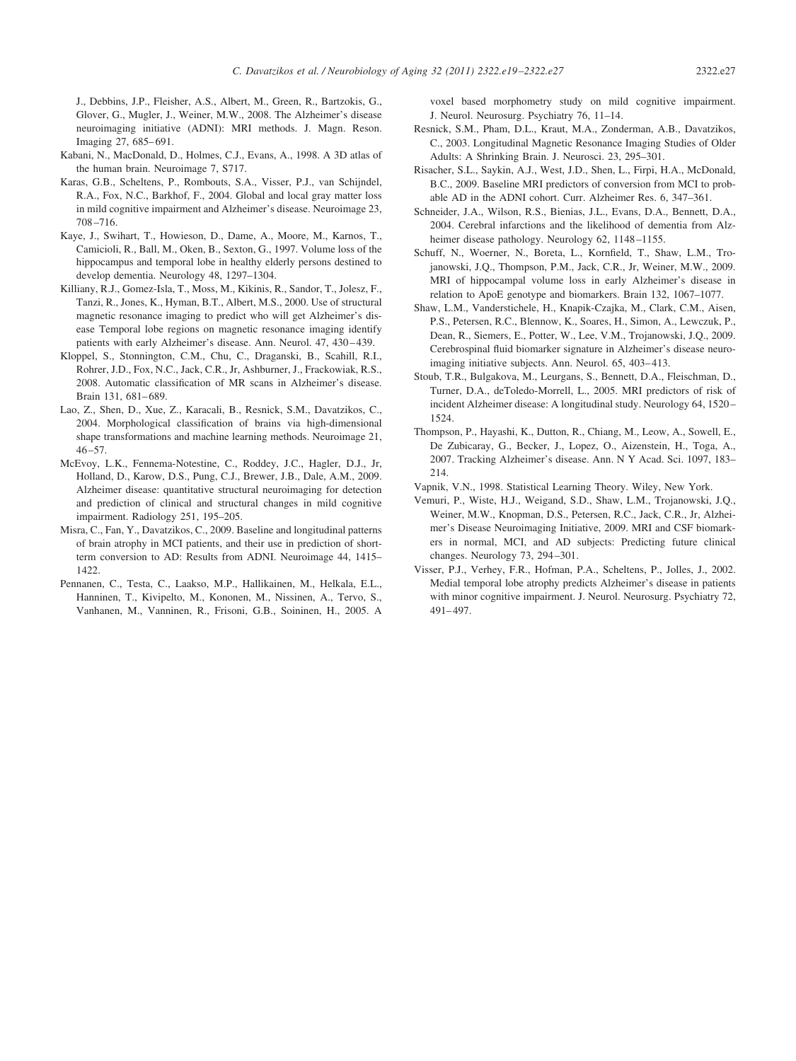J., Debbins, J.P., Fleisher, A.S., Albert, M., Green, R., Bartzokis, G., Glover, G., Mugler, J., Weiner, M.W., 2008. The Alzheimer's disease neuroimaging initiative (ADNI): MRI methods. J. Magn. Reson. Imaging 27, 685–691.

Kabani, N., MacDonald, D., Holmes, C.J., Evans, A., 1998. A 3D atlas of the human brain. Neuroimage 7, S717.

Karas, G.B., Scheltens, P., Rombouts, S.A., Visser, P.J., van Schijndel, R.A., Fox, N.C., Barkhof, F., 2004. Global and local gray matter loss in mild cognitive impairment and Alzheimer's disease. Neuroimage 23, 708–716.

Kaye, J., Swihart, T., Howieson, D., Dame, A., Moore, M., Karnos, T., Camicioli, R., Ball, M., Oken, B., Sexton, G., 1997. Volume loss of the hippocampus and temporal lobe in healthy elderly persons destined to develop dementia. Neurology 48, 1297–1304.

Killiany, R.J., Gomez-Isla, T., Moss, M., Kikinis, R., Sandor, T., Jolesz, F., Tanzi, R., Jones, K., Hyman, B.T., Albert, M.S., 2000. Use of structural magnetic resonance imaging to predict who will get Alzheimer's disease Temporal lobe regions on magnetic resonance imaging identify patients with early Alzheimer's disease. Ann. Neurol. 47, 430–439.

Kloppel, S., Stonnington, C.M., Chu, C., Draganski, B., Scahill, R.I., Rohrer, J.D., Fox, N.C., Jack, C.R., Jr, Ashburner, J., Frackowiak, R.S., 2008. Automatic classification of MR scans in Alzheimer's disease. Brain 131, 681–689.

Lao, Z., Shen, D., Xue, Z., Karacali, B., Resnick, S.M., Davatzikos, C., 2004. Morphological classification of brains via high-dimensional shape transformations and machine learning methods. Neuroimage 21, 46–57.

McEvoy, L.K., Fennema-Notestine, C., Roddey, J.C., Hagler, D.J., Jr, Holland, D., Karow, D.S., Pung, C.J., Brewer, J.B., Dale, A.M., 2009. Alzheimer disease: quantitative structural neuroimaging for detection and prediction of clinical and structural changes in mild cognitive impairment. Radiology 251, 195–205.

Misra, C., Fan, Y., Davatzikos, C., 2009. Baseline and longitudinal patterns of brain atrophy in MCI patients, and their use in prediction of short-term conversion to AD: Results from ADNI. Neuroimage 44, 1415–1422.

Pennanen, C., Testa, C., Laakso, M.P., Hallikainen, M., Helkala, E.L., Hanninen, T., Kivipelto, M., Kononen, M., Nissinen, A., Tervo, S., Vanhanen, M., Vanninen, R., Frisoni, G.B., Soininen, H., 2005. A voxel based morphometry study on mild cognitive impairment. J. Neurol. Neurosurg. Psychiatry 76, 11–14.

Resnick, S.M., Pham, D.L., Kraut, M.A., Zonderman, A.B., Davatzikos, C., 2003. Longitudinal Magnetic Resonance Imaging Studies of Older Adults: A Shrinking Brain. J. Neurosci. 23, 295–301.

Risacher, S.L., Saykin, A.J., West, J.D., Shen, L., Firpi, H.A., McDonald, B.C., 2009. Baseline MRI predictors of conversion from MCI to probable AD in the ADNI cohort. Curr. Alzheimer Res. 6, 347–361.

Schneider, J.A., Wilson, R.S., Bienias, J.L., Evans, D.A., Bennett, D.A., 2004. Cerebral infarctions and the likelihood of dementia from Alzheimer disease pathology. Neurology 62, 1148–1155.

Schuff, N., Woerner, N., Boreta, L., Kornfield, T., Shaw, L.M., Trojanowski, J.Q., Thompson, P.M., Jack, C.R., Jr, Weiner, M.W., 2009. MRI of hippocampal volume loss in early Alzheimer's disease in relation to ApoE genotype and biomarkers. Brain 132, 1067–1077.

Shaw, L.M., Vanderstichele, H., Knapik-Czajka, M., Clark, C.M., Aisen, P.S., Petersen, R.C., Blennow, K., Soares, H., Simon, A., Lewczuk, P., Dean, R., Siemers, E., Potter, W., Lee, V.M., Trojanowski, J.Q., 2009. Cerebrospinal fluid biomarker signature in Alzheimer's disease neuroimaging initiative subjects. Ann. Neurol. 65, 403–413.

Stoub, T.R., Bulgakova, M., Leurgans, S., Bennett, D.A., Fleischman, D., Turner, D.A., deToledo-Morrell, L., 2005. MRI predictors of risk of incident Alzheimer disease: A longitudinal study. Neurology 64, 1520–1524.

Thompson, P., Hayashi, K., Dutton, R., Chiang, M., Leow, A., Sowell, E., De Zubicaray, G., Becker, J., Lopez, O., Aizenstein, H., Toga, A., 2007. Tracking Alzheimer's disease. Ann. N Y Acad. Sci. 1097, 183–214.

Vapnik, V.N., 1998. Statistical Learning Theory. Wiley, New York.

Vemuri, P., Wiste, H.J., Weigand, S.D., Shaw, L.M., Trojanowski, J.Q., Weiner, M.W., Knopman, D.S., Petersen, R.C., Jack, C.R., Jr, Alzheimer's Disease Neuroimaging Initiative, 2009. MRI and CSF biomarkers in normal, MCI, and AD subjects: Predicting future clinical changes. Neurology 73, 294–301.

Visser, P.J., Verhey, F.R., Hofman, P.A., Scheltens, P., Jolles, J., 2002. Medial temporal lobe atrophy predicts Alzheimer's disease in patients with minor cognitive impairment. J. Neurol. Neurosurg. Psychiatry 72, 491–497.